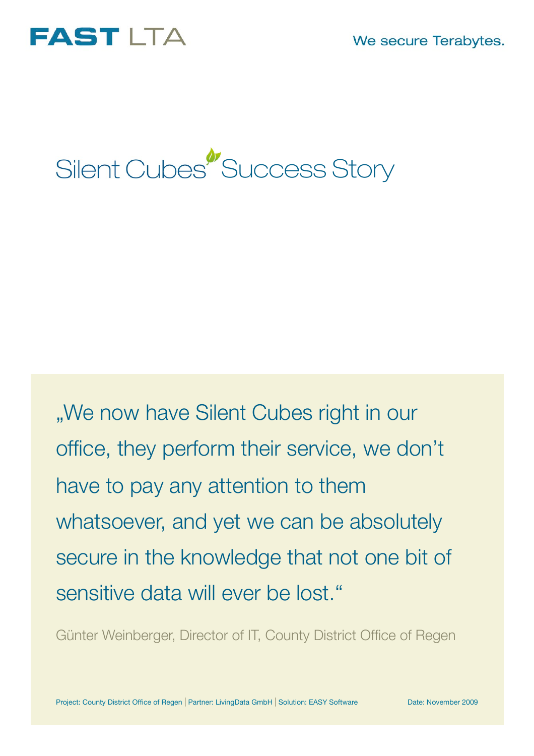FAST LTA

We secure Terabytes.

# Silent Cubes Success Story

„We now have Silent Cubes right in our office, they perform their service, we don't have to pay any attention to them whatsoever, and yet we can be absolutely secure in the knowledge that not one bit of sensitive data will ever be lost.“

Günter Weinberger, Director of IT, County District Office of Regen

Project: County District Office of Regen | Partner: LivingData GmbH | Solution: EASY Software

Date: November 2009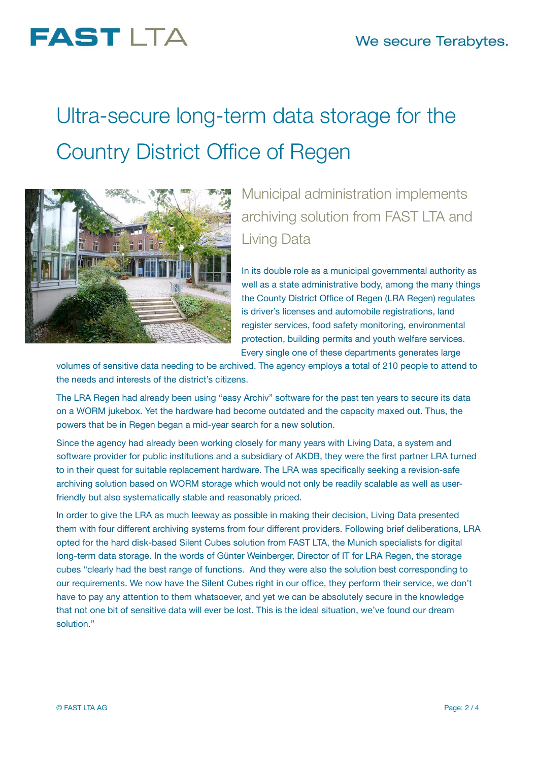# Ultra-secure long-term data storage for the Country District Office of Regen

## Municipal administration implements archiving solution from FAST LTA and Living Data

In its double role as a municipal governmental authority as well as a state administrative body, among the many things the County District Office of Regen (LRA Regen) regulates is driver's licenses and automobile registrations, land register services, food safety monitoring, environmental protection, building permits and youth welfare services. Every single one of these departments generates large volumes of sensitive data needing to be archived. The agency employs a total of 210 people to attend to the needs and interests of the district's citizens.

The LRA Regen had already been using "easy Archiv" software for the past ten years to secure its data on a WORM jukebox. Yet the hardware had become outdated and the capacity maxed out. Thus, the powers that be in Regen began a mid-year search for a new solution.

Since the agency had already been working closely for many years with Living Data, a system and software provider for public institutions and a subsidiary of AKDB, they were the first partner LRA turned to in their quest for suitable replacement hardware. The LRA was specifically seeking a revision-safe archiving solution based on WORM storage which would not only be readily scalable as well as user-friendly but also systematically stable and reasonably priced.

In order to give the LRA as much leeway as possible in making their decision, Living Data presented them with four different archiving systems from four different providers. Following brief deliberations, LRA opted for the hard disk-based Silent Cubes solution from FAST LTA, the Munich specialists for digital long-term data storage. In the words of Günter Weinberger, Director of IT for LRA Regen, the storage cubes "clearly had the best range of functions. And they were also the solution best corresponding to our requirements. We now have the Silent Cubes right in our office, they perform their service, we don't have to pay any attention to them whatsoever, and yet we can be absolutely secure in the knowledge that not one bit of sensitive data will ever be lost. This is the ideal situation, we've found our dream solution."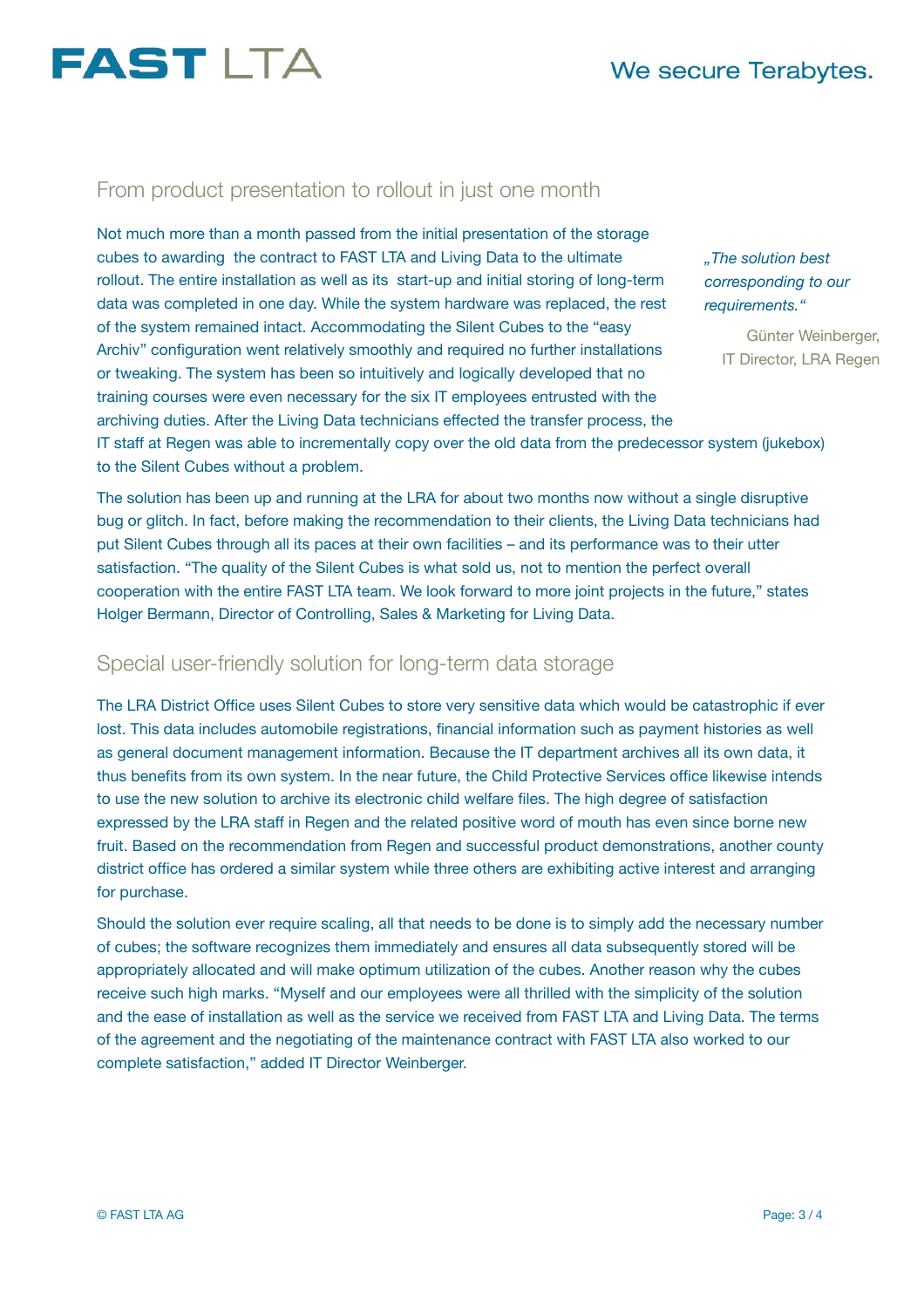## From product presentation to rollout in just one month

Not much more than a month passed from the initial presentation of the storage cubes to awarding the contract to FAST LTA and Living Data to the ultimate rollout. The entire installation as well as its start-up and initial storing of long-term data was completed in one day. While the system hardware was replaced, the rest of the system remained intact. Accommodating the Silent Cubes to the "easy Archiv" configuration went relatively smoothly and required no further installations or tweaking. The system has been so intuitively and logically developed that no training courses were even necessary for the six IT employees entrusted with the archiving duties. After the Living Data technicians effected the transfer process, the IT staff at Regen was able to incrementally copy over the old data from the predecessor system (jukebox) to the Silent Cubes without a problem.

> *„The solution best corresponding to our requirements."*
>
> Günter Weinberger, IT Director, LRA Regen

The solution has been up and running at the LRA for about two months now without a single disruptive bug or glitch. In fact, before making the recommendation to their clients, the Living Data technicians had put Silent Cubes through all its paces at their own facilities – and its performance was to their utter satisfaction. "The quality of the Silent Cubes is what sold us, not to mention the perfect overall cooperation with the entire FAST LTA team. We look forward to more joint projects in the future," states Holger Bermann, Director of Controlling, Sales & Marketing for Living Data.

## Special user-friendly solution for long-term data storage

The LRA District Office uses Silent Cubes to store very sensitive data which would be catastrophic if ever lost. This data includes automobile registrations, financial information such as payment histories as well as general document management information. Because the IT department archives all its own data, it thus benefits from its own system. In the near future, the Child Protective Services office likewise intends to use the new solution to archive its electronic child welfare files. The high degree of satisfaction expressed by the LRA staff in Regen and the related positive word of mouth has even since borne new fruit. Based on the recommendation from Regen and successful product demonstrations, another county district office has ordered a similar system while three others are exhibiting active interest and arranging for purchase.

Should the solution ever require scaling, all that needs to be done is to simply add the necessary number of cubes; the software recognizes them immediately and ensures all data subsequently stored will be appropriately allocated and will make optimum utilization of the cubes. Another reason why the cubes receive such high marks. "Myself and our employees were all thrilled with the simplicity of the solution and the ease of installation as well as the service we received from FAST LTA and Living Data. The terms of the agreement and the negotiating of the maintenance contract with FAST LTA also worked to our complete satisfaction," added IT Director Weinberger.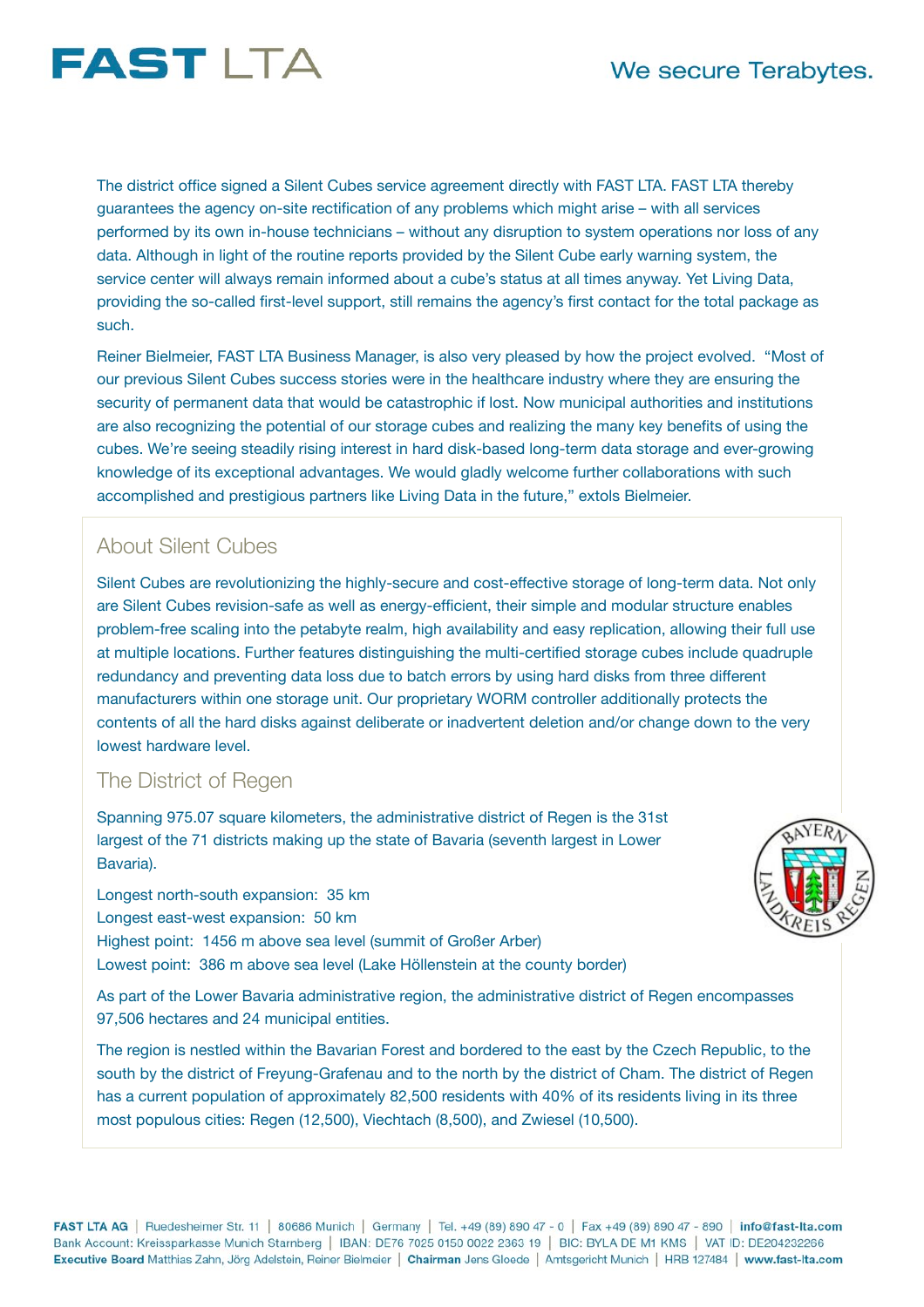The district office signed a Silent Cubes service agreement directly with FAST LTA. FAST LTA thereby guarantees the agency on-site rectification of any problems which might arise – with all services performed by its own in-house technicians – without any disruption to system operations nor loss of any data. Although in light of the routine reports provided by the Silent Cube early warning system, the service center will always remain informed about a cube's status at all times anyway. Yet Living Data, providing the so-called first-level support, still remains the agency's first contact for the total package as such.

Reiner Bielmeier, FAST LTA Business Manager, is also very pleased by how the project evolved. "Most of our previous Silent Cubes success stories were in the healthcare industry where they are ensuring the security of permanent data that would be catastrophic if lost. Now municipal authorities and institutions are also recognizing the potential of our storage cubes and realizing the many key benefits of using the cubes. We're seeing steadily rising interest in hard disk-based long-term data storage and ever-growing knowledge of its exceptional advantages. We would gladly welcome further collaborations with such accomplished and prestigious partners like Living Data in the future," extols Bielmeier.

## About Silent Cubes

Silent Cubes are revolutionizing the highly-secure and cost-effective storage of long-term data. Not only are Silent Cubes revision-safe as well as energy-efficient, their simple and modular structure enables problem-free scaling into the petabyte realm, high availability and easy replication, allowing their full use at multiple locations. Further features distinguishing the multi-certified storage cubes include quadruple redundancy and preventing data loss due to batch errors by using hard disks from three different manufacturers within one storage unit. Our proprietary WORM controller additionally protects the contents of all the hard disks against deliberate or inadvertent deletion and/or change down to the very lowest hardware level.

## The District of Regen

Spanning 975.07 square kilometers, the administrative district of Regen is the 31st largest of the 71 districts making up the state of Bavaria (seventh largest in Lower Bavaria).

Longest north-south expansion: 35 km
Longest east-west expansion: 50 km
Highest point: 1456 m above sea level (summit of Großer Arber)
Lowest point: 386 m above sea level (Lake Höllenstein at the county border)

As part of the Lower Bavaria administrative region, the administrative district of Regen encompasses 97,506 hectares and 24 municipal entities.

The region is nestled within the Bavarian Forest and bordered to the east by the Czech Republic, to the south by the district of Freyung-Grafenau and to the north by the district of Cham. The district of Regen has a current population of approximately 82,500 residents with 40% of its residents living in its three most populous cities: Regen (12,500), Viechtach (8,500), and Zwiesel (10,500).